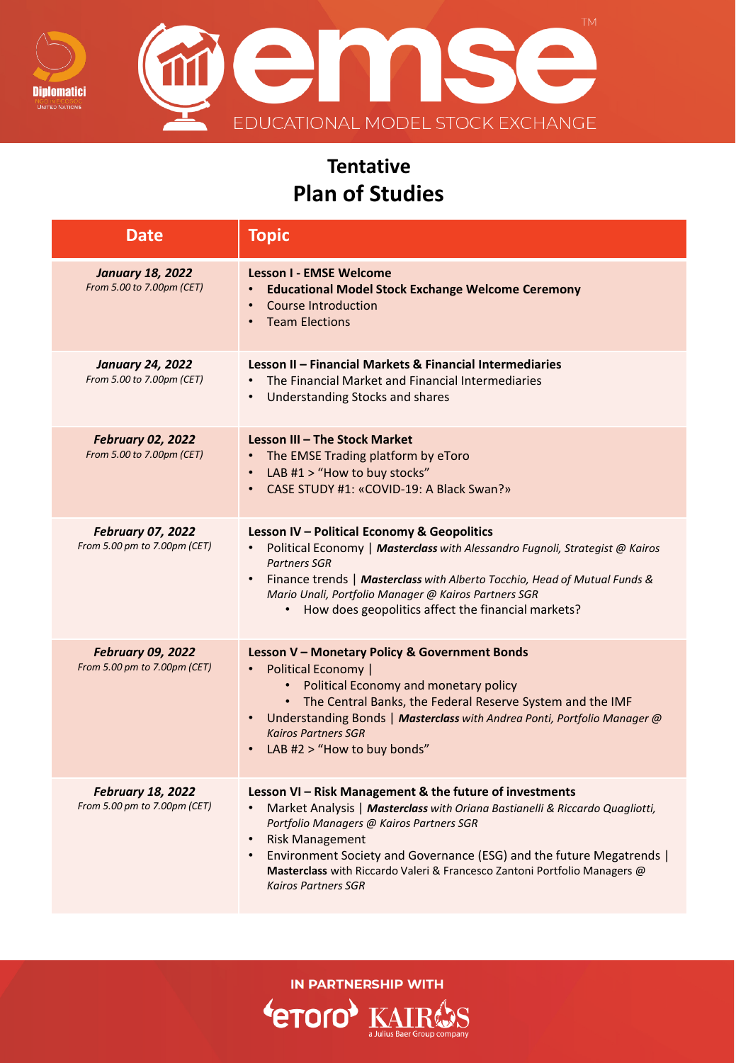Diplomatici

emse™

EDUCATIONAL MODEL STOCK EXCHANGE

# Tentative
# Plan of Studies

| Date | Topic |
|---|---|
| ***January 18, 2022***<br>*From 5.00 to 7.00pm (CET)* | **Lesson I - EMSE Welcome**<br>• **Educational Model Stock Exchange Welcome Ceremony**<br>• Course Introduction<br>• Team Elections |
| ***January 24, 2022***<br>*From 5.00 to 7.00pm (CET)* | **Lesson II – Financial Markets & Financial Intermediaries**<br>• The Financial Market and Financial Intermediaries<br>• Understanding Stocks and shares |
| ***February 02, 2022***<br>*From 5.00 to 7.00pm (CET)* | **Lesson III – The Stock Market**<br>• The EMSE Trading platform by eToro<br>• LAB #1 > "How to buy stocks"<br>• CASE STUDY #1: «COVID-19: A Black Swan?» |
| ***February 07, 2022***<br>*From 5.00 pm to 7.00pm (CET)* | **Lesson IV – Political Economy & Geopolitics**<br>• Political Economy \| ***Masterclass*** *with Alessandro Fugnoli, Strategist @ Kairos Partners SGR*<br>• Finance trends \| ***Masterclass*** *with Alberto Tocchio, Head of Mutual Funds & Mario Unali, Portfolio Manager @ Kairos Partners SGR*<br>  • How does geopolitics affect the financial markets? |
| ***February 09, 2022***<br>*From 5.00 pm to 7.00pm (CET)* | **Lesson V – Monetary Policy & Government Bonds**<br>• Political Economy \|<br>  • Political Economy and monetary policy<br>  • The Central Banks, the Federal Reserve System and the IMF<br>• Understanding Bonds \| ***Masterclass*** *with Andrea Ponti, Portfolio Manager @ Kairos Partners SGR*<br>• LAB #2 > "How to buy bonds" |
| ***February 18, 2022***<br>*From 5.00 pm to 7.00pm (CET)* | **Lesson VI – Risk Management & the future of investments**<br>• Market Analysis \| ***Masterclass*** *with Oriana Bastianelli & Riccardo Quagliotti, Portfolio Managers @ Kairos Partners SGR*<br>• Risk Management<br>• Environment Society and Governance (ESG) and the future Megatrends \| **Masterclass** with Riccardo Valeri & Francesco Zantoni Portfolio Managers @ *Kairos Partners SGR* |

IN PARTNERSHIP WITH

eToro KAIROS a Julius Baer Group company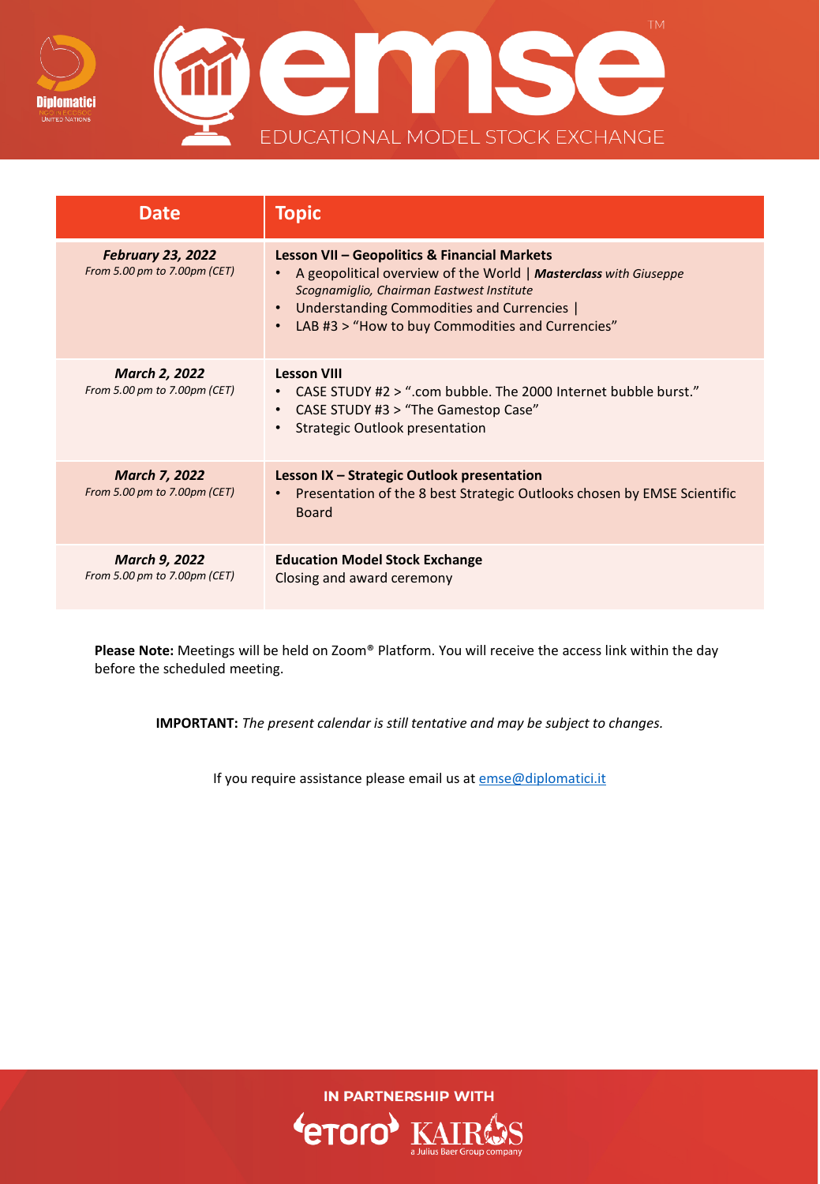| Date | Topic |
|---|---|
| ***February 23, 2022***<br>*From 5.00 pm to 7.00pm (CET)* | **Lesson VII – Geopolitics & Financial Markets**<br>• A geopolitical overview of the World \| ***Masterclass*** *with Giuseppe Scognamiglio, Chairman Eastwest Institute*<br>• Understanding Commodities and Currencies \|<br>• LAB #3 > "How to buy Commodities and Currencies" |
| ***March 2, 2022***<br>*From 5.00 pm to 7.00pm (CET)* | **Lesson VIII**<br>• CASE STUDY #2 > ".com bubble. The 2000 Internet bubble burst."<br>• CASE STUDY #3 > "The Gamestop Case"<br>• Strategic Outlook presentation |
| ***March 7, 2022***<br>*From 5.00 pm to 7.00pm (CET)* | **Lesson IX – Strategic Outlook presentation**<br>• Presentation of the 8 best Strategic Outlooks chosen by EMSE Scientific Board |
| ***March 9, 2022***<br>*From 5.00 pm to 7.00pm (CET)* | **Education Model Stock Exchange**<br>Closing and award ceremony |

**Please Note:** Meetings will be held on Zoom® Platform. You will receive the access link within the day before the scheduled meeting.

**IMPORTANT:** *The present calendar is still tentative and may be subject to changes.*

If you require assistance please email us at emse@diplomatici.it